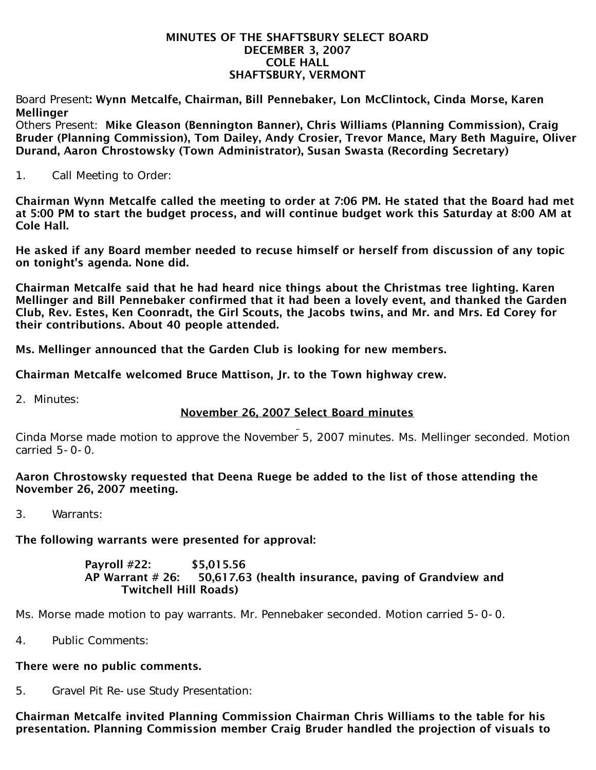**MINUTES OF THE SHAFTSBURY SELECT BOARD**
**DECEMBER 3, 2007**
**COLE HALL**
**SHAFTSBURY, VERMONT**

Board Present: **Wynn Metcalfe, Chairman, Bill Pennebaker, Lon McClintock, Cinda Morse, Karen Mellinger**
Others Present: **Mike Gleason (Bennington Banner), Chris Williams (Planning Commission), Craig Bruder (Planning Commission), Tom Dailey, Andy Crosier, Trevor Mance, Mary Beth Maguire, Oliver Durand, Aaron Chrostowsky (Town Administrator), Susan Swasta (Recording Secretary)**

1. Call Meeting to Order:

**Chairman Wynn Metcalfe called the meeting to order at 7:06 PM. He stated that the Board had met at 5:00 PM to start the budget process, and will continue budget work this Saturday at 8:00 AM at Cole Hall.**

**He asked if any Board member needed to recuse himself or herself from discussion of any topic on tonight's agenda. None did.**

**Chairman Metcalfe said that he had heard nice things about the Christmas tree lighting. Karen Mellinger and Bill Pennebaker confirmed that it had been a lovely event, and thanked the Garden Club, Rev. Estes, Ken Coonradt, the Girl Scouts, the Jacobs twins, and Mr. and Mrs. Ed Corey for their contributions. About 40 people attended.**

**Ms. Mellinger announced that the Garden Club is looking for new members.**

**Chairman Metcalfe welcomed Bruce Mattison, Jr. to the Town highway crew.**

2. Minutes:

<u>November 26, 2007 Select Board minutes</u>

Cinda Morse made motion to approve the November 5, 2007 minutes. Ms. Mellinger seconded. Motion carried 5-0-0.

**Aaron Chrostowsky requested that Deena Ruege be added to the list of those attending the November 26, 2007 meeting.**

3. Warrants:

**The following warrants were presented for approval:**

**Payroll #22: $5,015.56**
**AP Warrant # 26: 50,617.63 (health insurance, paving of Grandview and Twitchell Hill Roads)**

Ms. Morse made motion to pay warrants. Mr. Pennebaker seconded. Motion carried 5-0-0.

4. Public Comments:

**There were no public comments.**

5. Gravel Pit Re-use Study Presentation:

**Chairman Metcalfe invited Planning Commission Chairman Chris Williams to the table for his presentation. Planning Commission member Craig Bruder handled the projection of visuals to**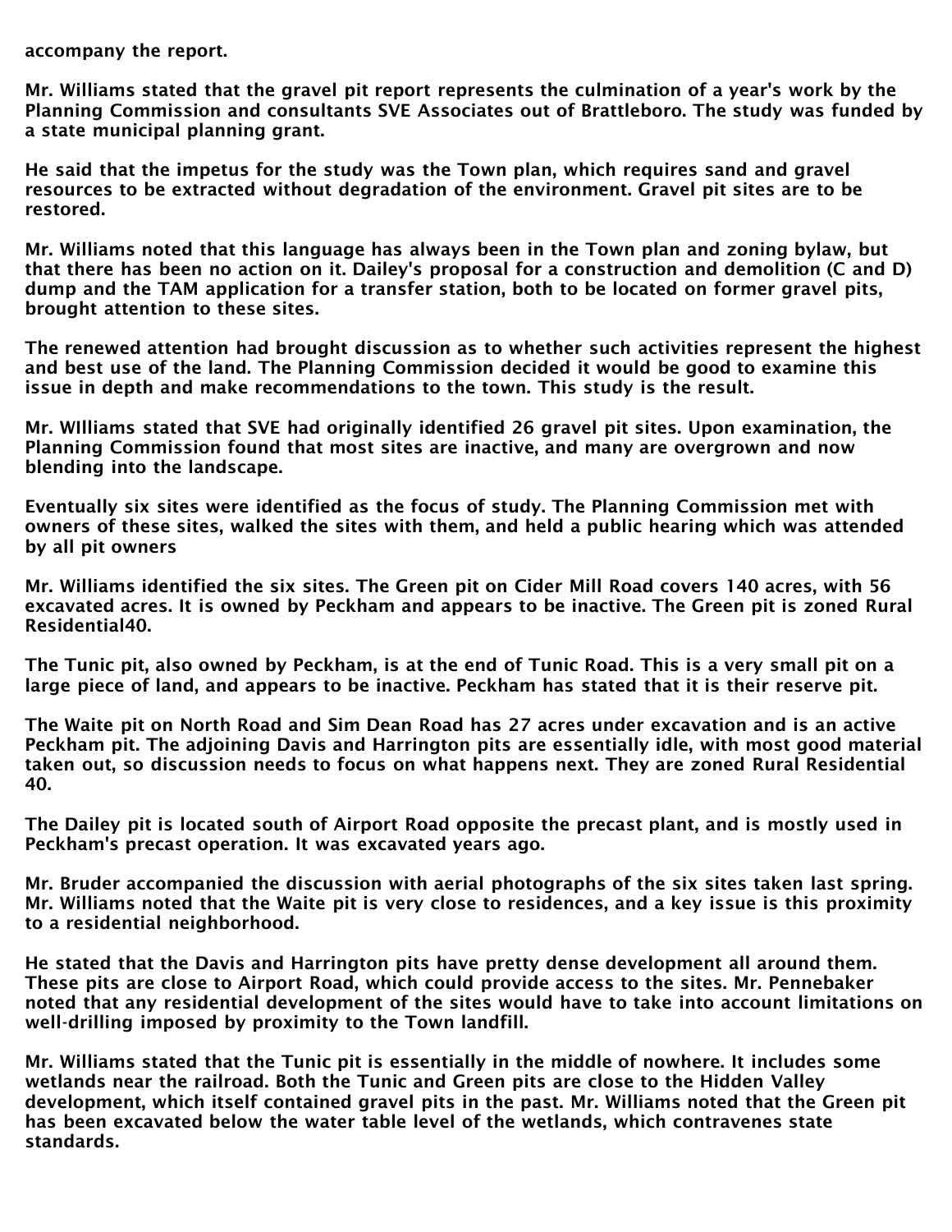accompany the report.

Mr. Williams stated that the gravel pit report represents the culmination of a year's work by the Planning Commission and consultants SVE Associates out of Brattleboro. The study was funded by a state municipal planning grant.

He said that the impetus for the study was the Town plan, which requires sand and gravel resources to be extracted without degradation of the environment. Gravel pit sites are to be restored.

Mr. Williams noted that this language has always been in the Town plan and zoning bylaw, but that there has been no action on it. Dailey's proposal for a construction and demolition (C and D) dump and the TAM application for a transfer station, both to be located on former gravel pits, brought attention to these sites.

The renewed attention had brought discussion as to whether such activities represent the highest and best use of the land. The Planning Commission decided it would be good to examine this issue in depth and make recommendations to the town. This study is the result.

Mr. WIlliams stated that SVE had originally identified 26 gravel pit sites. Upon examination, the Planning Commission found that most sites are inactive, and many are overgrown and now blending into the landscape.

Eventually six sites were identified as the focus of study. The Planning Commission met with owners of these sites, walked the sites with them, and held a public hearing which was attended by all pit owners

Mr. Williams identified the six sites. The Green pit on Cider Mill Road covers 140 acres, with 56 excavated acres. It is owned by Peckham and appears to be inactive. The Green pit is zoned Rural Residential40.

The Tunic pit, also owned by Peckham, is at the end of Tunic Road. This is a very small pit on a large piece of land, and appears to be inactive. Peckham has stated that it is their reserve pit.

The Waite pit on North Road and Sim Dean Road has 27 acres under excavation and is an active Peckham pit. The adjoining Davis and Harrington pits are essentially idle, with most good material taken out, so discussion needs to focus on what happens next. They are zoned Rural Residential 40.

The Dailey pit is located south of Airport Road opposite the precast plant, and is mostly used in Peckham's precast operation. It was excavated years ago.

Mr. Bruder accompanied the discussion with aerial photographs of the six sites taken last spring. Mr. Williams noted that the Waite pit is very close to residences, and a key issue is this proximity to a residential neighborhood.

He stated that the Davis and Harrington pits have pretty dense development all around them. These pits are close to Airport Road, which could provide access to the sites. Mr. Pennebaker noted that any residential development of the sites would have to take into account limitations on well-drilling imposed by proximity to the Town landfill.

Mr. Williams stated that the Tunic pit is essentially in the middle of nowhere. It includes some wetlands near the railroad. Both the Tunic and Green pits are close to the Hidden Valley development, which itself contained gravel pits in the past. Mr. Williams noted that the Green pit has been excavated below the water table level of the wetlands, which contravenes state standards.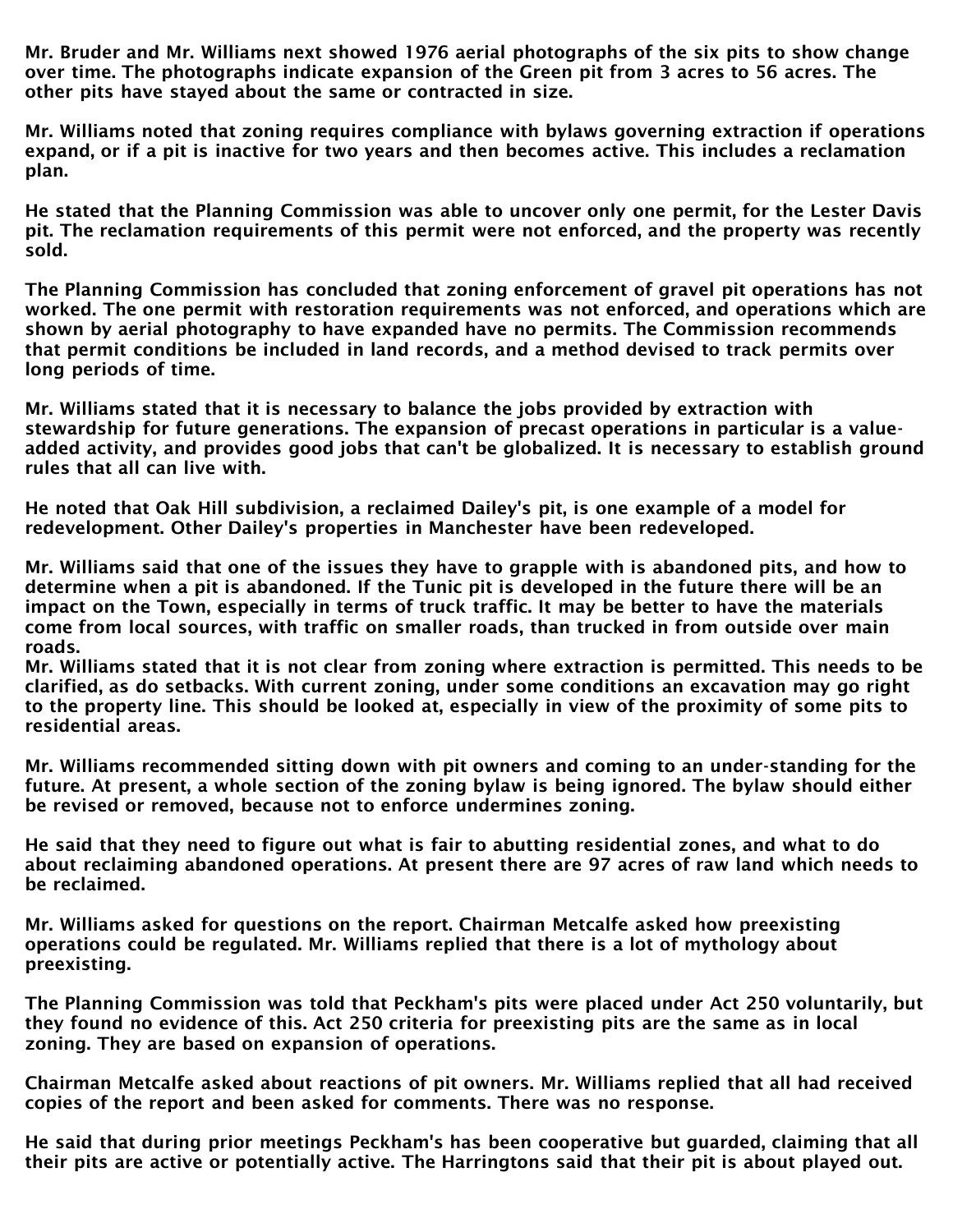Mr. Bruder and Mr. Williams next showed 1976 aerial photographs of the six pits to show change over time. The photographs indicate expansion of the Green pit from 3 acres to 56 acres. The other pits have stayed about the same or contracted in size.

Mr. Williams noted that zoning requires compliance with bylaws governing extraction if operations expand, or if a pit is inactive for two years and then becomes active. This includes a reclamation plan.

He stated that the Planning Commission was able to uncover only one permit, for the Lester Davis pit. The reclamation requirements of this permit were not enforced, and the property was recently sold.

The Planning Commission has concluded that zoning enforcement of gravel pit operations has not worked. The one permit with restoration requirements was not enforced, and operations which are shown by aerial photography to have expanded have no permits. The Commission recommends that permit conditions be included in land records, and a method devised to track permits over long periods of time.

Mr. Williams stated that it is necessary to balance the jobs provided by extraction with stewardship for future generations. The expansion of precast operations in particular is a value-added activity, and provides good jobs that can't be globalized. It is necessary to establish ground rules that all can live with.

He noted that Oak Hill subdivision, a reclaimed Dailey's pit, is one example of a model for redevelopment. Other Dailey's properties in Manchester have been redeveloped.

Mr. Williams said that one of the issues they have to grapple with is abandoned pits, and how to determine when a pit is abandoned. If the Tunic pit is developed in the future there will be an impact on the Town, especially in terms of truck traffic. It may be better to have the materials come from local sources, with traffic on smaller roads, than trucked in from outside over main roads.
Mr. Williams stated that it is not clear from zoning where extraction is permitted. This needs to be clarified, as do setbacks. With current zoning, under some conditions an excavation may go right to the property line. This should be looked at, especially in view of the proximity of some pits to residential areas.

Mr. Williams recommended sitting down with pit owners and coming to an under-standing for the future. At present, a whole section of the zoning bylaw is being ignored. The bylaw should either be revised or removed, because not to enforce undermines zoning.

He said that they need to figure out what is fair to abutting residential zones, and what to do about reclaiming abandoned operations. At present there are 97 acres of raw land which needs to be reclaimed.

Mr. Williams asked for questions on the report. Chairman Metcalfe asked how preexisting operations could be regulated. Mr. Williams replied that there is a lot of mythology about preexisting.

The Planning Commission was told that Peckham's pits were placed under Act 250 voluntarily, but they found no evidence of this. Act 250 criteria for preexisting pits are the same as in local zoning. They are based on expansion of operations.

Chairman Metcalfe asked about reactions of pit owners. Mr. Williams replied that all had received copies of the report and been asked for comments. There was no response.

He said that during prior meetings Peckham's has been cooperative but guarded, claiming that all their pits are active or potentially active. The Harringtons said that their pit is about played out.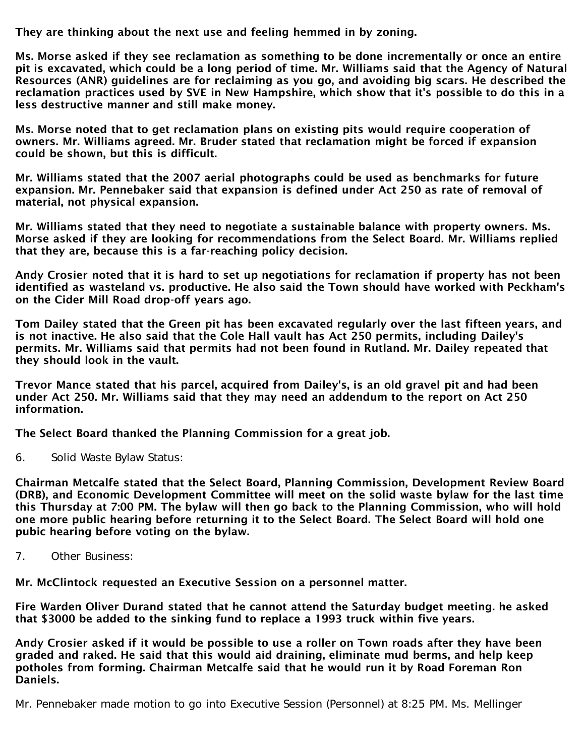**They are thinking about the next use and feeling hemmed in by zoning.**

**Ms. Morse asked if they see reclamation as something to be done incrementally or once an entire pit is excavated, which could be a long period of time. Mr. Williams said that the Agency of Natural Resources (ANR) guidelines are for reclaiming as you go, and avoiding big scars. He described the reclamation practices used by SVE in New Hampshire, which show that it's possible to do this in a less destructive manner and still make money.**

**Ms. Morse noted that to get reclamation plans on existing pits would require cooperation of owners. Mr. Williams agreed. Mr. Bruder stated that reclamation might be forced if expansion could be shown, but this is difficult.**

**Mr. Williams stated that the 2007 aerial photographs could be used as benchmarks for future expansion. Mr. Pennebaker said that expansion is defined under Act 250 as rate of removal of material, not physical expansion.**

**Mr. Williams stated that they need to negotiate a sustainable balance with property owners. Ms. Morse asked if they are looking for recommendations from the Select Board. Mr. Williams replied that they are, because this is a far-reaching policy decision.**

**Andy Crosier noted that it is hard to set up negotiations for reclamation if property has not been identified as wasteland vs. productive. He also said the Town should have worked with Peckham's on the Cider Mill Road drop-off years ago.**

**Tom Dailey stated that the Green pit has been excavated regularly over the last fifteen years, and is not inactive. He also said that the Cole Hall vault has Act 250 permits, including Dailey's permits. Mr. Williams said that permits had not been found in Rutland. Mr. Dailey repeated that they should look in the vault.**

**Trevor Mance stated that his parcel, acquired from Dailey's, is an old gravel pit and had been under Act 250. Mr. Williams said that they may need an addendum to the report on Act 250 information.**

**The Select Board thanked the Planning Commission for a great job.**

6. Solid Waste Bylaw Status:

**Chairman Metcalfe stated that the Select Board, Planning Commission, Development Review Board (DRB), and Economic Development Committee will meet on the solid waste bylaw for the last time this Thursday at 7:00 PM. The bylaw will then go back to the Planning Commission, who will hold one more public hearing before returning it to the Select Board. The Select Board will hold one pubic hearing before voting on the bylaw.**

7. Other Business:

**Mr. McClintock requested an Executive Session on a personnel matter.**

**Fire Warden Oliver Durand stated that he cannot attend the Saturday budget meeting. he asked that $3000 be added to the sinking fund to replace a 1993 truck within five years.**

**Andy Crosier asked if it would be possible to use a roller on Town roads after they have been graded and raked. He said that this would aid draining, eliminate mud berms, and help keep potholes from forming. Chairman Metcalfe said that he would run it by Road Foreman Ron Daniels.**

Mr. Pennebaker made motion to go into Executive Session (Personnel) at 8:25 PM. Ms. Mellinger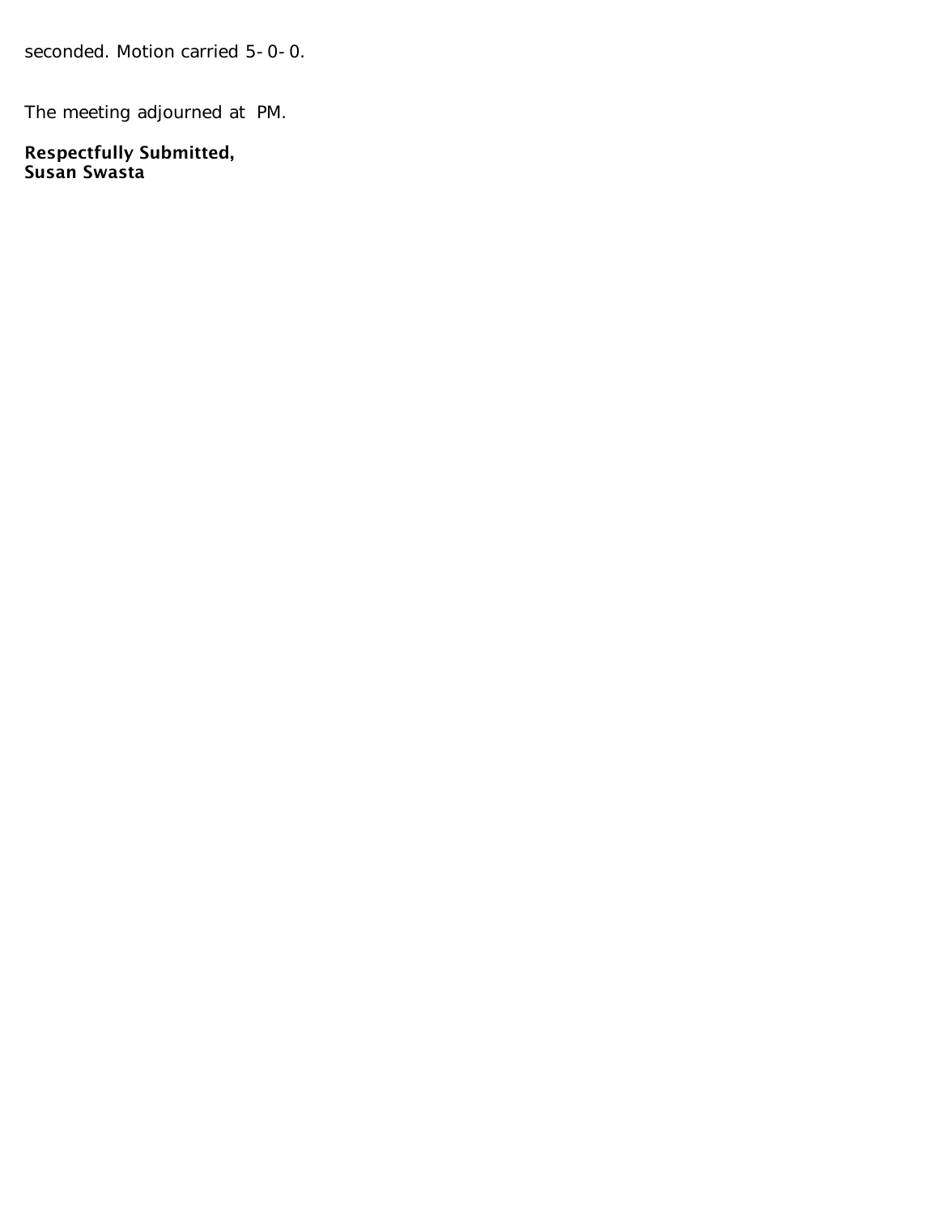seconded. Motion carried 5-0-0.

The meeting adjourned at  PM.

**Respectfully Submitted,**
**Susan Swasta**